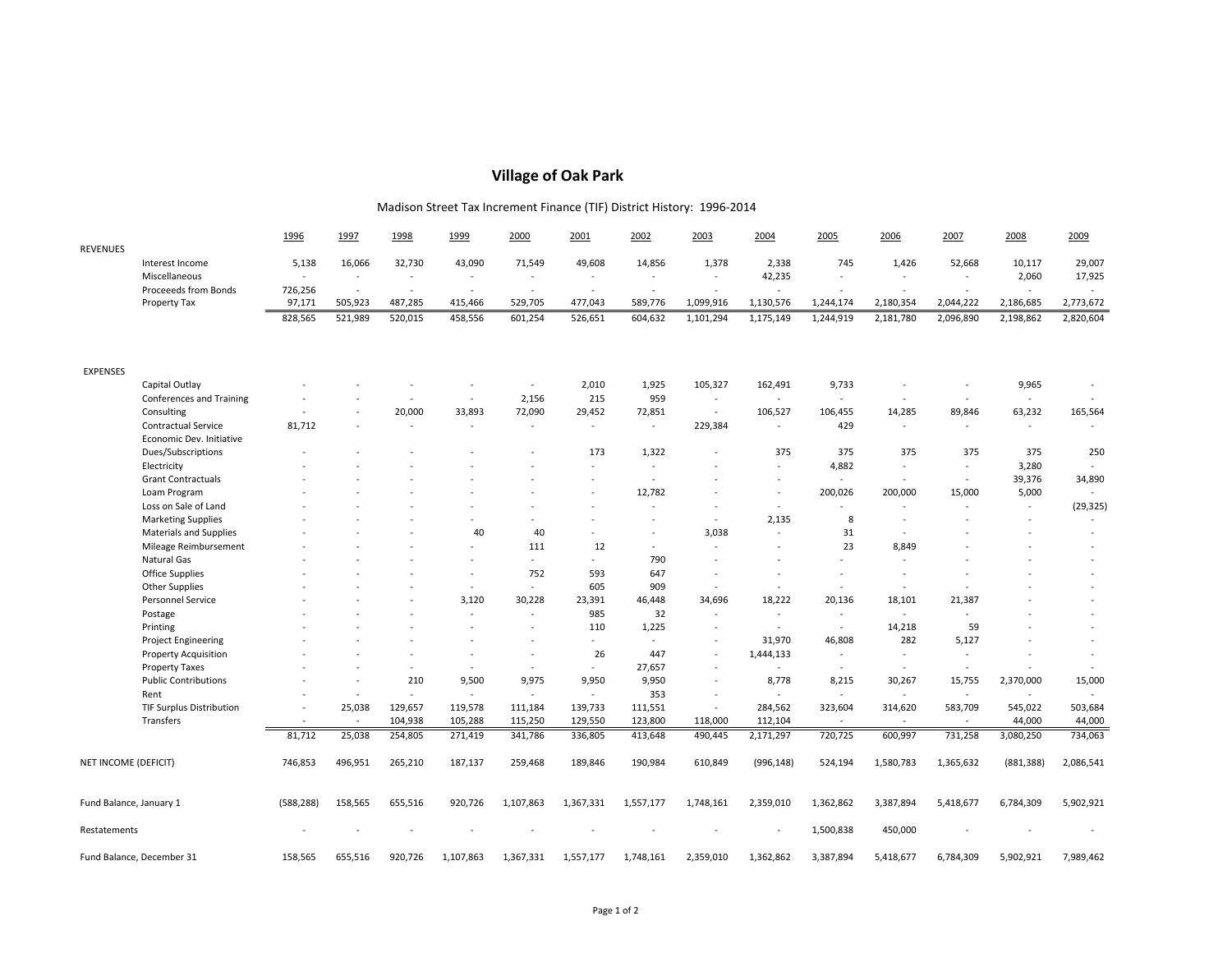# Village of Oak Park

Madison Street Tax Increment Finance (TIF) District History: 1996-2014

| | | 1996 | 1997 | 1998 | 1999 | 2000 | 2001 | 2002 | 2003 | 2004 | 2005 | 2006 | 2007 | 2008 | 2009 |
|---|---|---|---|---|---|---|---|---|---|---|---|---|---|---|---|
| REVENUES | | | | | | | | | | | | | | | |
| | Interest Income | 5,138 | 16,066 | 32,730 | 43,090 | 71,549 | 49,608 | 14,856 | 1,378 | 2,338 | 745 | 1,426 | 52,668 | 10,117 | 29,007 |
| | Miscellaneous | - | - | - | - | - | - | - | - | 42,235 | - | - | - | 2,060 | 17,925 |
| | Proceeeds from Bonds | 726,256 | - | - | - | - | - | - | - | - | - | - | - | - | - |
| | Property Tax | 97,171 | 505,923 | 487,285 | 415,466 | 529,705 | 477,043 | 589,776 | 1,099,916 | 1,130,576 | 1,244,174 | 2,180,354 | 2,044,222 | 2,186,685 | 2,773,672 |
| | | 828,565 | 521,989 | 520,015 | 458,556 | 601,254 | 526,651 | 604,632 | 1,101,294 | 1,175,149 | 1,244,919 | 2,181,780 | 2,096,890 | 2,198,862 | 2,820,604 |
| EXPENSES | | | | | | | | | | | | | | | |
| | Capital Outlay | - | - | - | - | - | 2,010 | 1,925 | 105,327 | 162,491 | 9,733 | - | - | 9,965 | - |
| | Conferences and Training | - | - | - | - | 2,156 | 215 | 959 | - | - | - | - | - | - | - |
| | Consulting | - | - | 20,000 | 33,893 | 72,090 | 29,452 | 72,851 | - | 106,527 | 106,455 | 14,285 | 89,846 | 63,232 | 165,564 |
| | Contractual Service | 81,712 | - | - | - | - | - | - | 229,384 | - | 429 | - | - | - | - |
| | Economic Dev. Initiative | | | | | | | | | | | | | | |
| | Dues/Subscriptions | - | - | - | - | - | 173 | 1,322 | - | 375 | 375 | 375 | 375 | 375 | 250 |
| | Electricity | - | - | - | - | - | - | - | - | - | 4,882 | - | - | 3,280 | - |
| | Grant Contractuals | - | - | - | - | - | - | - | - | - | - | - | - | 39,376 | 34,890 |
| | Loam Program | - | - | - | - | - | - | 12,782 | - | - | 200,026 | 200,000 | 15,000 | 5,000 | - |
| | Loss on Sale of Land | - | - | - | - | - | - | - | - | - | - | - | - | - | (29,325) |
| | Marketing Supplies | - | - | - | - | - | - | - | - | 2,135 | 8 | - | - | - | - |
| | Materials and Supplies | - | - | - | 40 | 40 | - | - | 3,038 | - | 31 | - | - | - | - |
| | Mileage Reimbursement | - | - | - | - | 111 | 12 | - | - | - | 23 | 8,849 | - | - | - |
| | Natural Gas | - | - | - | - | - | - | 790 | - | - | - | - | - | - | - |
| | Office Supplies | - | - | - | - | 752 | 593 | 647 | - | - | - | - | - | - | - |
| | Other Supplies | - | - | - | - | - | 605 | 909 | - | - | - | - | - | - | - |
| | Personnel Service | - | - | - | 3,120 | 30,228 | 23,391 | 46,448 | 34,696 | 18,222 | 20,136 | 18,101 | 21,387 | - | - |
| | Postage | - | - | - | - | - | 985 | 32 | - | - | - | - | - | - | - |
| | Printing | - | - | - | - | - | 110 | 1,225 | - | - | - | 14,218 | 59 | - | - |
| | Project Engineering | - | - | - | - | - | - | - | - | 31,970 | 46,808 | 282 | 5,127 | - | - |
| | Property Acquisition | - | - | - | - | - | 26 | 447 | - | 1,444,133 | - | - | - | - | - |
| | Property Taxes | - | - | - | - | - | - | 27,657 | - | - | - | - | - | - | - |
| | Public Contributions | - | - | 210 | 9,500 | 9,975 | 9,950 | 9,950 | - | 8,778 | 8,215 | 30,267 | 15,755 | 2,370,000 | 15,000 |
| | Rent | - | - | - | - | - | - | 353 | - | - | - | - | - | - | - |
| | TIF Surplus Distribution | - | 25,038 | 129,657 | 119,578 | 111,184 | 139,733 | 111,551 | - | 284,562 | 323,604 | 314,620 | 583,709 | 545,022 | 503,684 |
| | Transfers | - | - | 104,938 | 105,288 | 115,250 | 129,550 | 123,800 | 118,000 | 112,104 | - | - | - | 44,000 | 44,000 |
| | | 81,712 | 25,038 | 254,805 | 271,419 | 341,786 | 336,805 | 413,648 | 490,445 | 2,171,297 | 720,725 | 600,997 | 731,258 | 3,080,250 | 734,063 |
| NET INCOME (DEFICIT) | | 746,853 | 496,951 | 265,210 | 187,137 | 259,468 | 189,846 | 190,984 | 610,849 | (996,148) | 524,194 | 1,580,783 | 1,365,632 | (881,388) | 2,086,541 |
| Fund Balance, January 1 | | (588,288) | 158,565 | 655,516 | 920,726 | 1,107,863 | 1,367,331 | 1,557,177 | 1,748,161 | 2,359,010 | 1,362,862 | 3,387,894 | 5,418,677 | 6,784,309 | 5,902,921 |
| Restatements | | - | - | - | - | - | - | - | - | - | 1,500,838 | 450,000 | - | - | - |
| Fund Balance, December 31 | | 158,565 | 655,516 | 920,726 | 1,107,863 | 1,367,331 | 1,557,177 | 1,748,161 | 2,359,010 | 1,362,862 | 3,387,894 | 5,418,677 | 6,784,309 | 5,902,921 | 7,989,462 |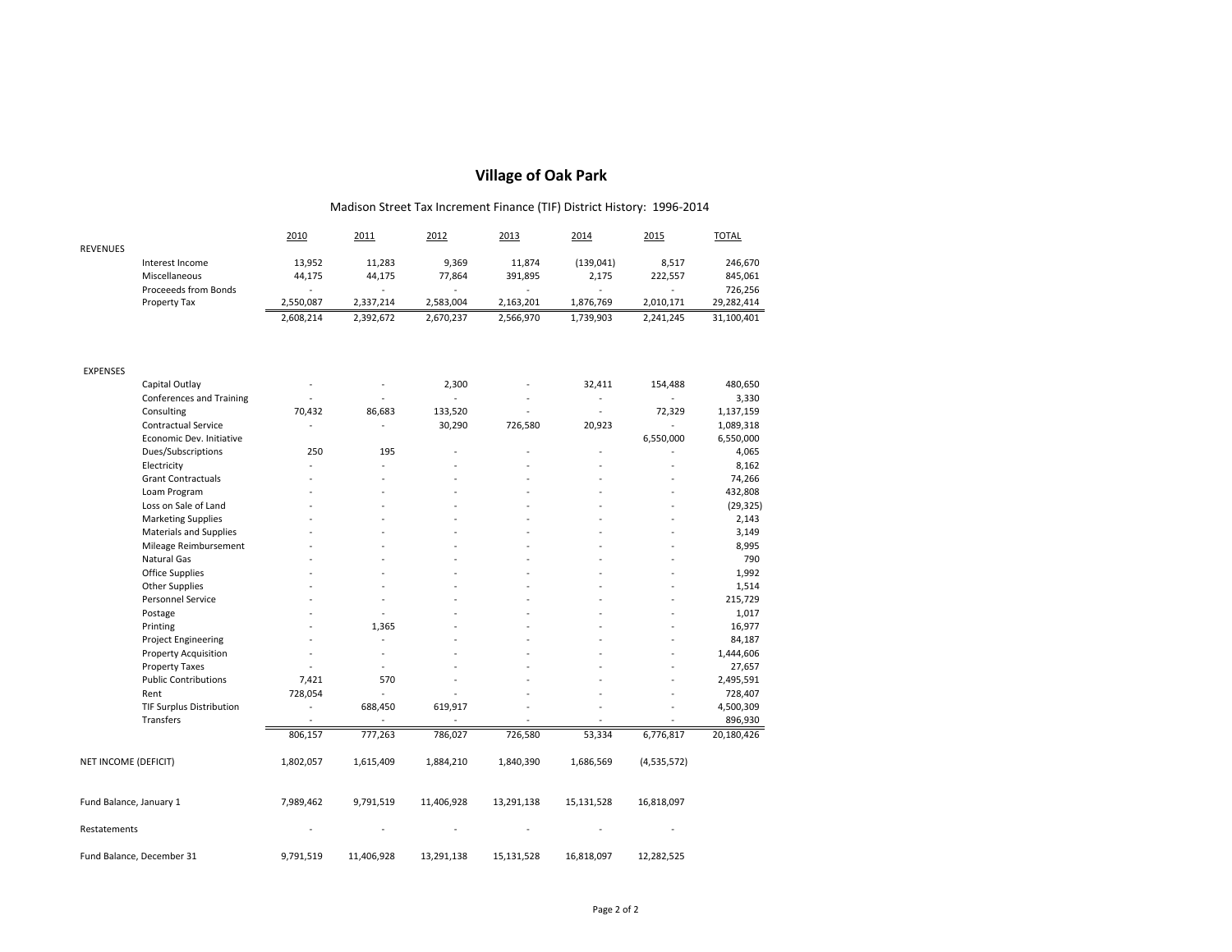# Village of Oak Park

Madison Street Tax Increment Finance (TIF) District History: 1996-2014

| | | 2010 | 2011 | 2012 | 2013 | 2014 | 2015 | TOTAL |
|---|---|---|---|---|---|---|---|---|
| REVENUES | | | | | | | | |
| | Interest Income | 13,952 | 11,283 | 9,369 | 11,874 | (139,041) | 8,517 | 246,670 |
| | Miscellaneous | 44,175 | 44,175 | 77,864 | 391,895 | 2,175 | 222,557 | 845,061 |
| | Proceeeds from Bonds | - | - | - | - | - | - | 726,256 |
| | Property Tax | 2,550,087 | 2,337,214 | 2,583,004 | 2,163,201 | 1,876,769 | 2,010,171 | 29,282,414 |
| | | 2,608,214 | 2,392,672 | 2,670,237 | 2,566,970 | 1,739,903 | 2,241,245 | 31,100,401 |
| EXPENSES | | | | | | | | |
| | Capital Outlay | - | - | 2,300 | - | 32,411 | 154,488 | 480,650 |
| | Conferences and Training | - | - | - | - | - | - | 3,330 |
| | Consulting | 70,432 | 86,683 | 133,520 | - | - | 72,329 | 1,137,159 |
| | Contractual Service | - | - | 30,290 | 726,580 | 20,923 | - | 1,089,318 |
| | Economic Dev. Initiative | | | | | | 6,550,000 | 6,550,000 |
| | Dues/Subscriptions | 250 | 195 | - | - | - | - | 4,065 |
| | Electricity | - | - | - | - | - | - | 8,162 |
| | Grant Contractuals | - | - | - | - | - | - | 74,266 |
| | Loam Program | - | - | - | - | - | - | 432,808 |
| | Loss on Sale of Land | - | - | - | - | - | - | (29,325) |
| | Marketing Supplies | - | - | - | - | - | - | 2,143 |
| | Materials and Supplies | - | - | - | - | - | - | 3,149 |
| | Mileage Reimbursement | - | - | - | - | - | - | 8,995 |
| | Natural Gas | - | - | - | - | - | - | 790 |
| | Office Supplies | - | - | - | - | - | - | 1,992 |
| | Other Supplies | - | - | - | - | - | - | 1,514 |
| | Personnel Service | - | - | - | - | - | - | 215,729 |
| | Postage | - | - | - | - | - | - | 1,017 |
| | Printing | - | 1,365 | - | - | - | - | 16,977 |
| | Project Engineering | - | - | - | - | - | - | 84,187 |
| | Property Acquisition | - | - | - | - | - | - | 1,444,606 |
| | Property Taxes | - | - | - | - | - | - | 27,657 |
| | Public Contributions | 7,421 | 570 | - | - | - | - | 2,495,591 |
| | Rent | 728,054 | - | - | - | - | - | 728,407 |
| | TIF Surplus Distribution | - | 688,450 | 619,917 | - | - | - | 4,500,309 |
| | Transfers | - | - | - | - | - | - | 896,930 |
| | | 806,157 | 777,263 | 786,027 | 726,580 | 53,334 | 6,776,817 | 20,180,426 |
| NET INCOME (DEFICIT) | | 1,802,057 | 1,615,409 | 1,884,210 | 1,840,390 | 1,686,569 | (4,535,572) | |
| Fund Balance, January 1 | | 7,989,462 | 9,791,519 | 11,406,928 | 13,291,138 | 15,131,528 | 16,818,097 | |
| Restatements | | - | - | - | - | - | - | |
| Fund Balance, December 31 | | 9,791,519 | 11,406,928 | 13,291,138 | 15,131,528 | 16,818,097 | 12,282,525 | |